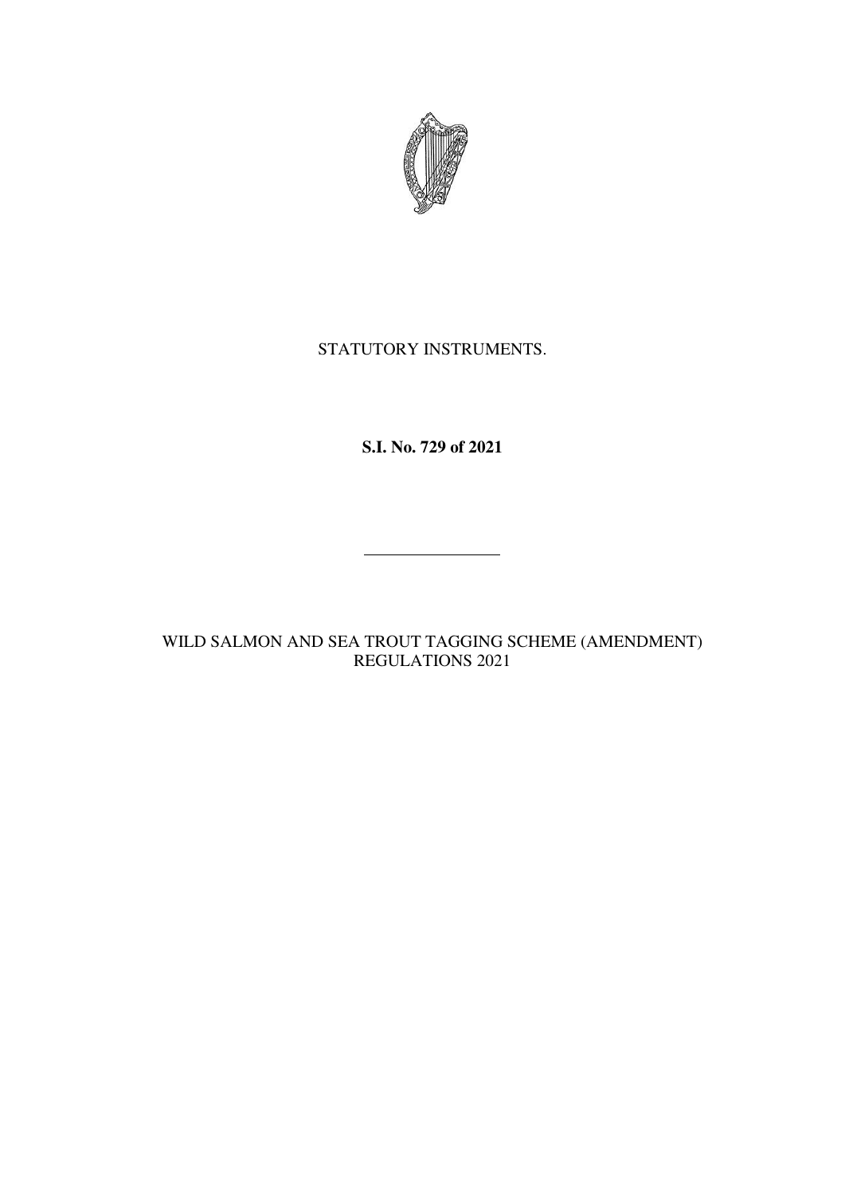STATUTORY INSTRUMENTS.

**S.I. No. 729 of 2021**

---

WILD SALMON AND SEA TROUT TAGGING SCHEME (AMENDMENT) REGULATIONS 2021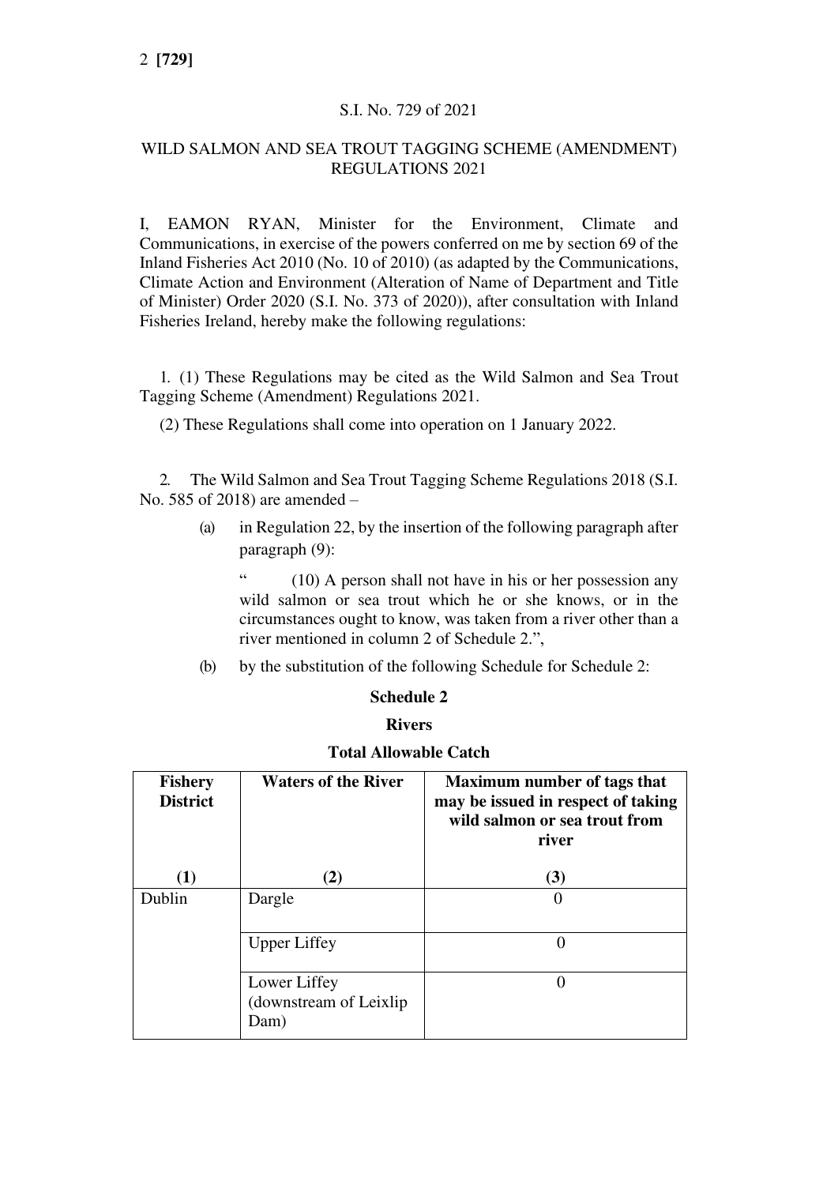S.I. No. 729 of 2021

WILD SALMON AND SEA TROUT TAGGING SCHEME (AMENDMENT) REGULATIONS 2021

I, EAMON RYAN, Minister for the Environment, Climate and Communications, in exercise of the powers conferred on me by section 69 of the Inland Fisheries Act 2010 (No. 10 of 2010) (as adapted by the Communications, Climate Action and Environment (Alteration of Name of Department and Title of Minister) Order 2020 (S.I. No. 373 of 2020)), after consultation with Inland Fisheries Ireland, hereby make the following regulations:

1. (1) These Regulations may be cited as the Wild Salmon and Sea Trout Tagging Scheme (Amendment) Regulations 2021.

(2) These Regulations shall come into operation on 1 January 2022.

2. The Wild Salmon and Sea Trout Tagging Scheme Regulations 2018 (S.I. No. 585 of 2018) are amended –

(a) in Regulation 22, by the insertion of the following paragraph after paragraph (9):

" (10) A person shall not have in his or her possession any wild salmon or sea trout which he or she knows, or in the circumstances ought to know, was taken from a river other than a river mentioned in column 2 of Schedule 2.",

(b) by the substitution of the following Schedule for Schedule 2:

**Schedule 2**

**Rivers**

**Total Allowable Catch**

| **Fishery District** (1) | **Waters of the River** (2) | **Maximum number of tags that may be issued in respect of taking wild salmon or sea trout from river** (3) |
|---|---|---|
| Dublin | Dargle | 0 |
| | Upper Liffey | 0 |
| | Lower Liffey (downstream of Leixlip Dam) | 0 |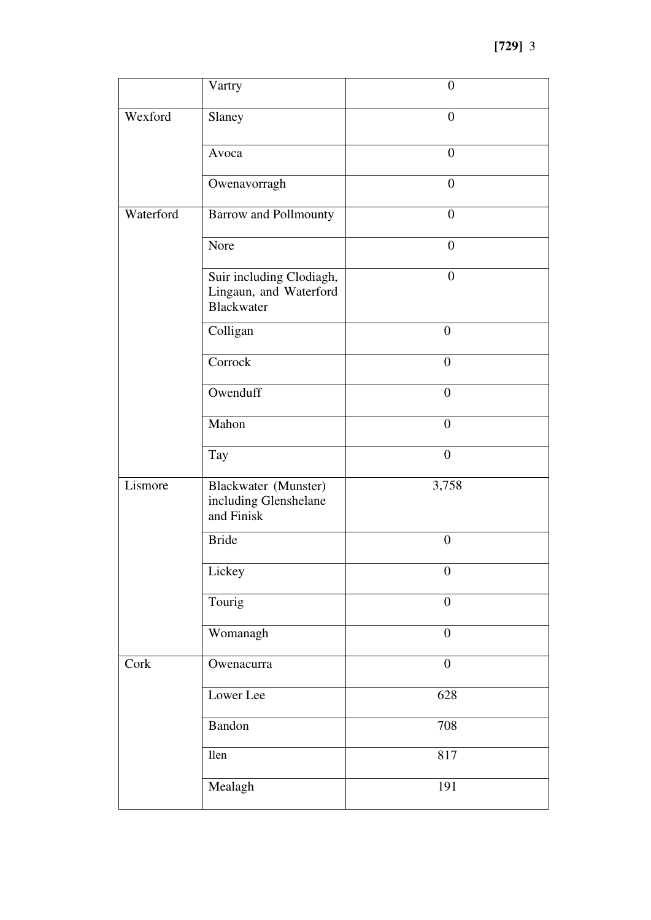| | | |
|---|---|---|
| | Vartry | 0 |
| Wexford | Slaney | 0 |
| | Avoca | 0 |
| | Owenavorragh | 0 |
| Waterford | Barrow and Pollmounty | 0 |
| | Nore | 0 |
| | Suir including Clodiagh, Lingaun, and Waterford Blackwater | 0 |
| | Colligan | 0 |
| | Corrock | 0 |
| | Owenduff | 0 |
| | Mahon | 0 |
| | Tay | 0 |
| Lismore | Blackwater (Munster) including Glenshelane and Finisk | 3,758 |
| | Bride | 0 |
| | Lickey | 0 |
| | Tourig | 0 |
| | Womanagh | 0 |
| Cork | Owenacurra | 0 |
| | Lower Lee | 628 |
| | Bandon | 708 |
| | Ilen | 817 |
| | Mealagh | 191 |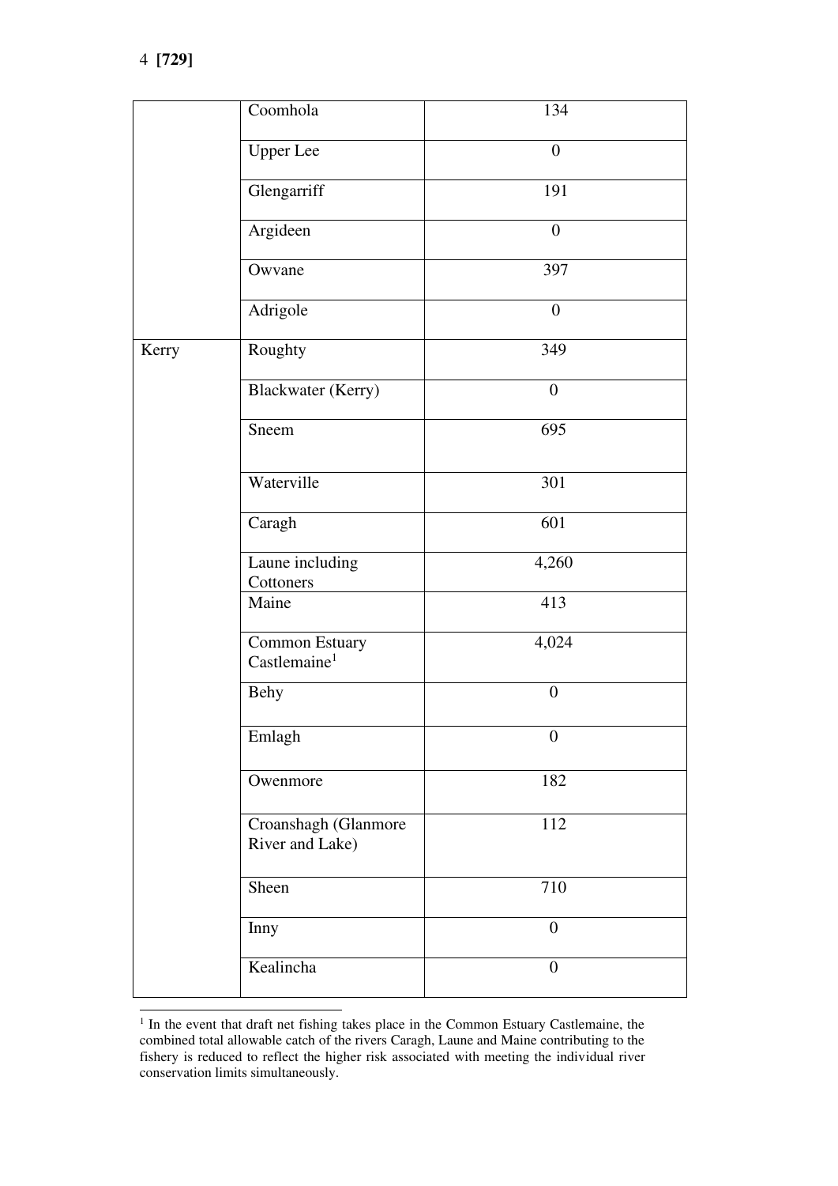| | | |
|---|---|---|
| | Coomhola | 134 |
| | Upper Lee | 0 |
| | Glengarriff | 191 |
| | Argideen | 0 |
| | Owvane | 397 |
| | Adrigole | 0 |
| Kerry | Roughty | 349 |
| | Blackwater (Kerry) | 0 |
| | Sneem | 695 |
| | Waterville | 301 |
| | Caragh | 601 |
| | Laune including Cottoners | 4,260 |
| | Maine | 413 |
| | Common Estuary Castlemaine[1] | 4,024 |
| | Behy | 0 |
| | Emlagh | 0 |
| | Owenmore | 182 |
| | Croanshagh (Glanmore River and Lake) | 112 |
| | Sheen | 710 |
| | Inny | 0 |
| | Kealincha | 0 |

[1] In the event that draft net fishing takes place in the Common Estuary Castlemaine, the combined total allowable catch of the rivers Caragh, Laune and Maine contributing to the fishery is reduced to reflect the higher risk associated with meeting the individual river conservation limits simultaneously.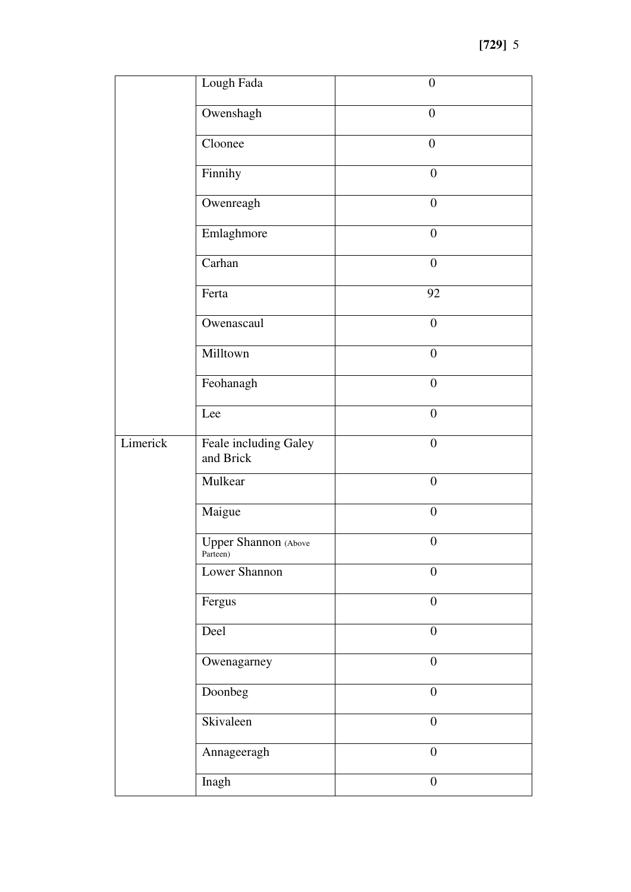| | | |
|---|---|---|
| | Lough Fada | 0 |
| | Owenshagh | 0 |
| | Cloonee | 0 |
| | Finnihy | 0 |
| | Owenreagh | 0 |
| | Emlaghmore | 0 |
| | Carhan | 0 |
| | Ferta | 92 |
| | Owenascaul | 0 |
| | Milltown | 0 |
| | Feohanagh | 0 |
| | Lee | 0 |
| Limerick | Feale including Galey and Brick | 0 |
| | Mulkear | 0 |
| | Maigue | 0 |
| | Upper Shannon (Above Parteen) | 0 |
| | Lower Shannon | 0 |
| | Fergus | 0 |
| | Deel | 0 |
| | Owenagarney | 0 |
| | Doonbeg | 0 |
| | Skivaleen | 0 |
| | Annageeragh | 0 |
| | Inagh | 0 |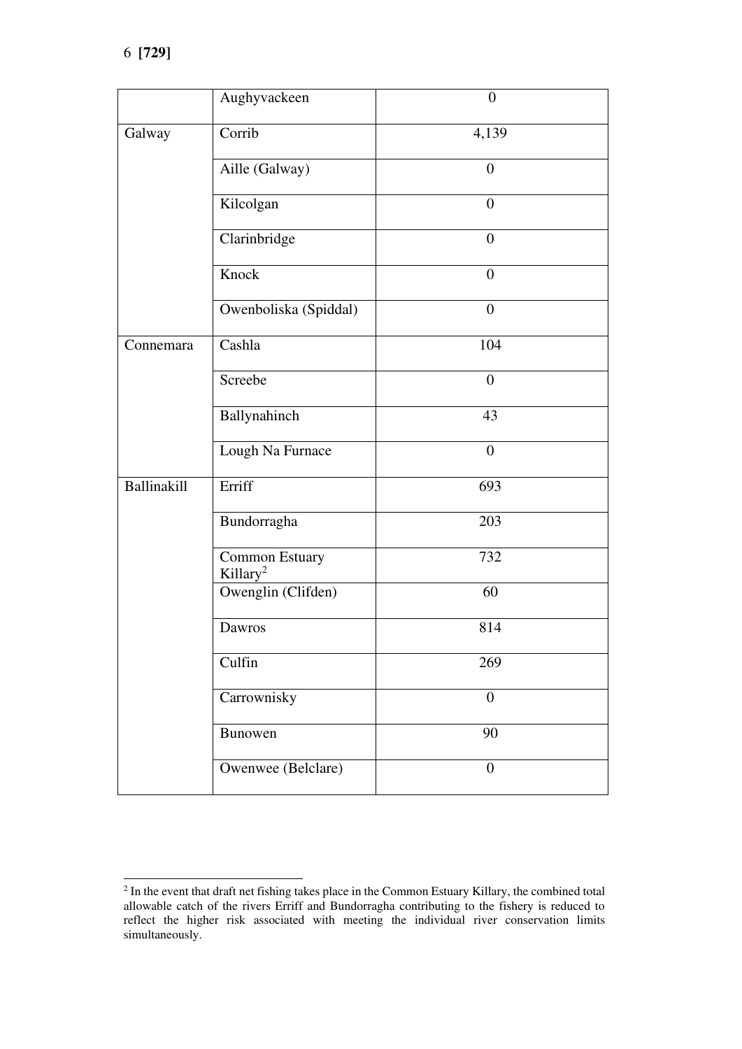| | | |
|---|---|---|
| | Aughyvackeen | 0 |
| Galway | Corrib | 4,139 |
| | Aille (Galway) | 0 |
| | Kilcolgan | 0 |
| | Clarinbridge | 0 |
| | Knock | 0 |
| | Owenboliska (Spiddal) | 0 |
| Connemara | Cashla | 104 |
| | Screebe | 0 |
| | Ballynahinch | 43 |
| | Lough Na Furnace | 0 |
| Ballinakill | Erriff | 693 |
| | Bundorragha | 203 |
| | Common Estuary Killary[2] | 732 |
| | Owenglin (Clifden) | 60 |
| | Dawros | 814 |
| | Culfin | 269 |
| | Carrownisky | 0 |
| | Bunowen | 90 |
| | Owenwee (Belclare) | 0 |

[2] In the event that draft net fishing takes place in the Common Estuary Killary, the combined total allowable catch of the rivers Erriff and Bundorragha contributing to the fishery is reduced to reflect the higher risk associated with meeting the individual river conservation limits simultaneously.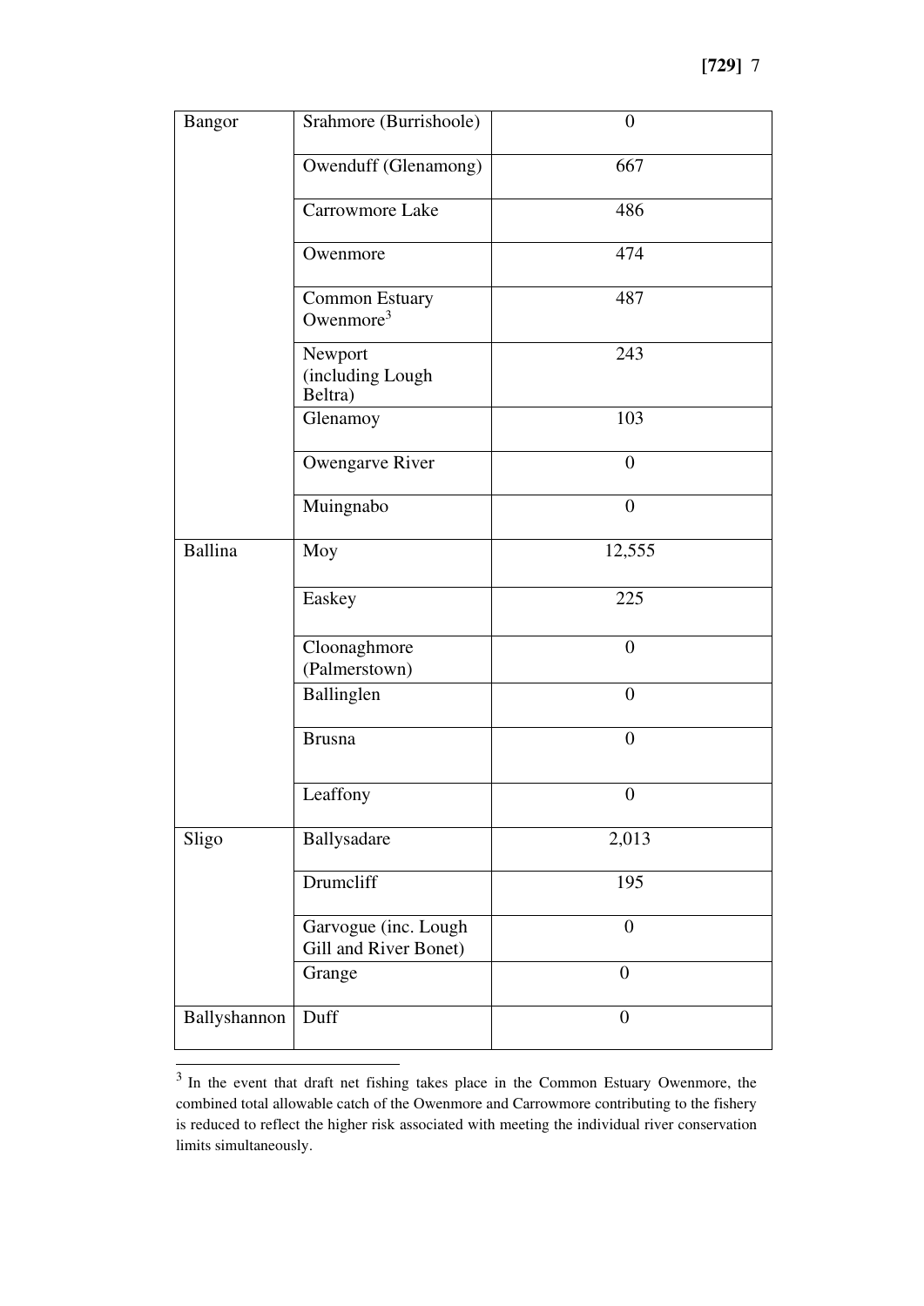| | | |
|---|---|---|
| Bangor | Srahmore (Burrishoole) | 0 |
| | Owenduff (Glenamong) | 667 |
| | Carrowmore Lake | 486 |
| | Owenmore | 474 |
| | Common Estuary Owenmore[3] | 487 |
| | Newport (including Lough Beltra) | 243 |
| | Glenamoy | 103 |
| | Owengarve River | 0 |
| | Muingnabo | 0 |
| Ballina | Moy | 12,555 |
| | Easkey | 225 |
| | Cloonaghmore (Palmerstown) | 0 |
| | Ballinglen | 0 |
| | Brusna | 0 |
| | Leaffony | 0 |
| Sligo | Ballysadare | 2,013 |
| | Drumcliff | 195 |
| | Garvogue (inc. Lough Gill and River Bonet) | 0 |
| | Grange | 0 |
| Ballyshannon | Duff | 0 |

[3] In the event that draft net fishing takes place in the Common Estuary Owenmore, the combined total allowable catch of the Owenmore and Carrowmore contributing to the fishery is reduced to reflect the higher risk associated with meeting the individual river conservation limits simultaneously.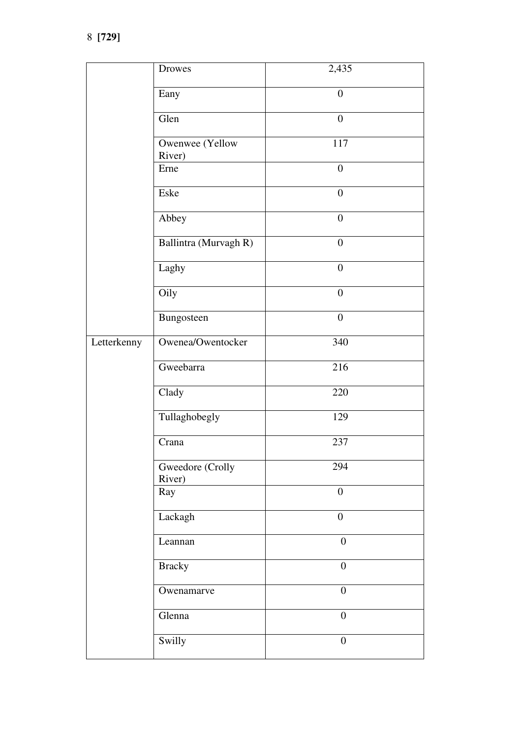| | | |
|---|---|---|
| | Drowes | 2,435 |
| | Eany | 0 |
| | Glen | 0 |
| | Owenwee (Yellow River) | 117 |
| | Erne | 0 |
| | Eske | 0 |
| | Abbey | 0 |
| | Ballintra (Murvagh R) | 0 |
| | Laghy | 0 |
| | Oily | 0 |
| | Bungosteen | 0 |
| Letterkenny | Owenea/Owentocker | 340 |
| | Gweebarra | 216 |
| | Clady | 220 |
| | Tullaghobegly | 129 |
| | Crana | 237 |
| | Gweedore (Crolly River) | 294 |
| | Ray | 0 |
| | Lackagh | 0 |
| | Leannan | 0 |
| | Bracky | 0 |
| | Owenamarve | 0 |
| | Glenna | 0 |
| | Swilly | 0 |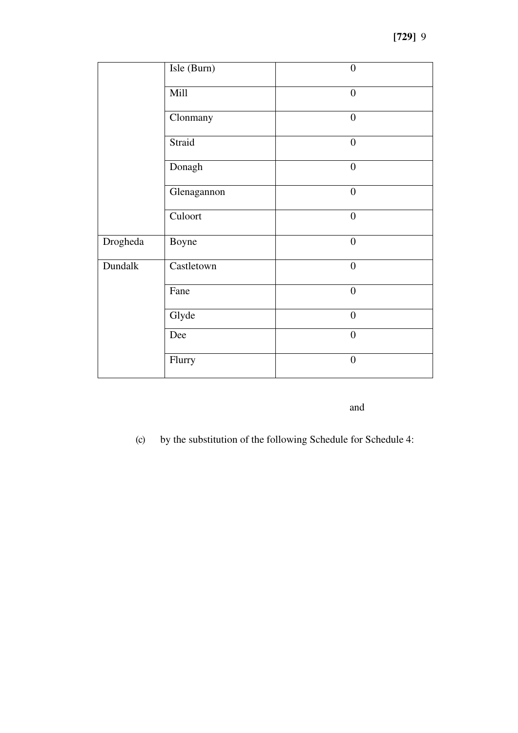| | | |
|---|---|---|
| | Isle (Burn) | 0 |
| | Mill | 0 |
| | Clonmany | 0 |
| | Straid | 0 |
| | Donagh | 0 |
| | Glenagannon | 0 |
| | Culoort | 0 |
| Drogheda | Boyne | 0 |
| Dundalk | Castletown | 0 |
| | Fane | 0 |
| | Glyde | 0 |
| | Dee | 0 |
| | Flurry | 0 |

and

(c) by the substitution of the following Schedule for Schedule 4: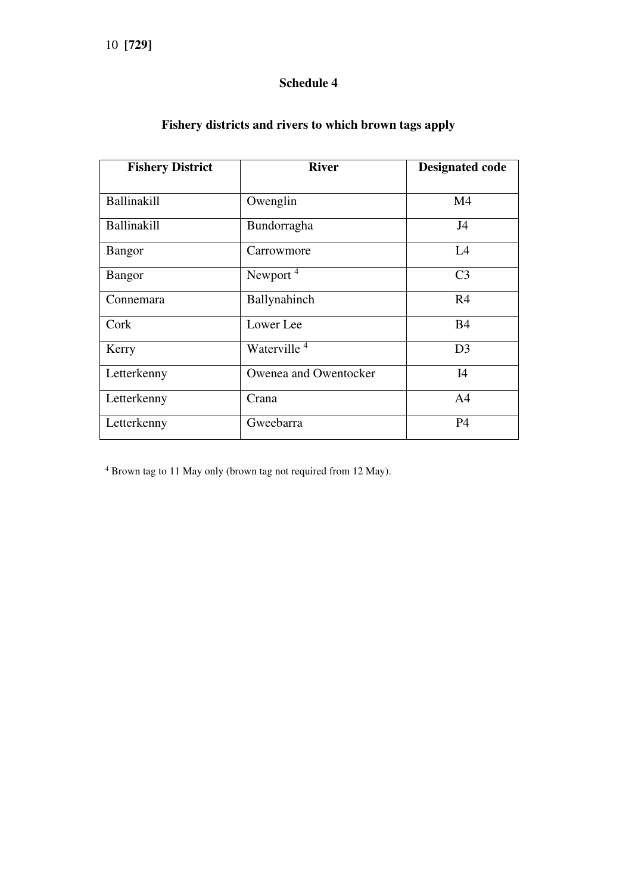## Schedule 4

### Fishery districts and rivers to which brown tags apply

| Fishery District | River | Designated code |
|---|---|---|
| Ballinakill | Owenglin | M4 |
| Ballinakill | Bundorragha | J4 |
| Bangor | Carrowmore | L4 |
| Bangor | Newport [4] | C3 |
| Connemara | Ballynahinch | R4 |
| Cork | Lower Lee | B4 |
| Kerry | Waterville [4] | D3 |
| Letterkenny | Owenea and Owentocker | I4 |
| Letterkenny | Crana | A4 |
| Letterkenny | Gweebarra | P4 |

[4] Brown tag to 11 May only (brown tag not required from 12 May).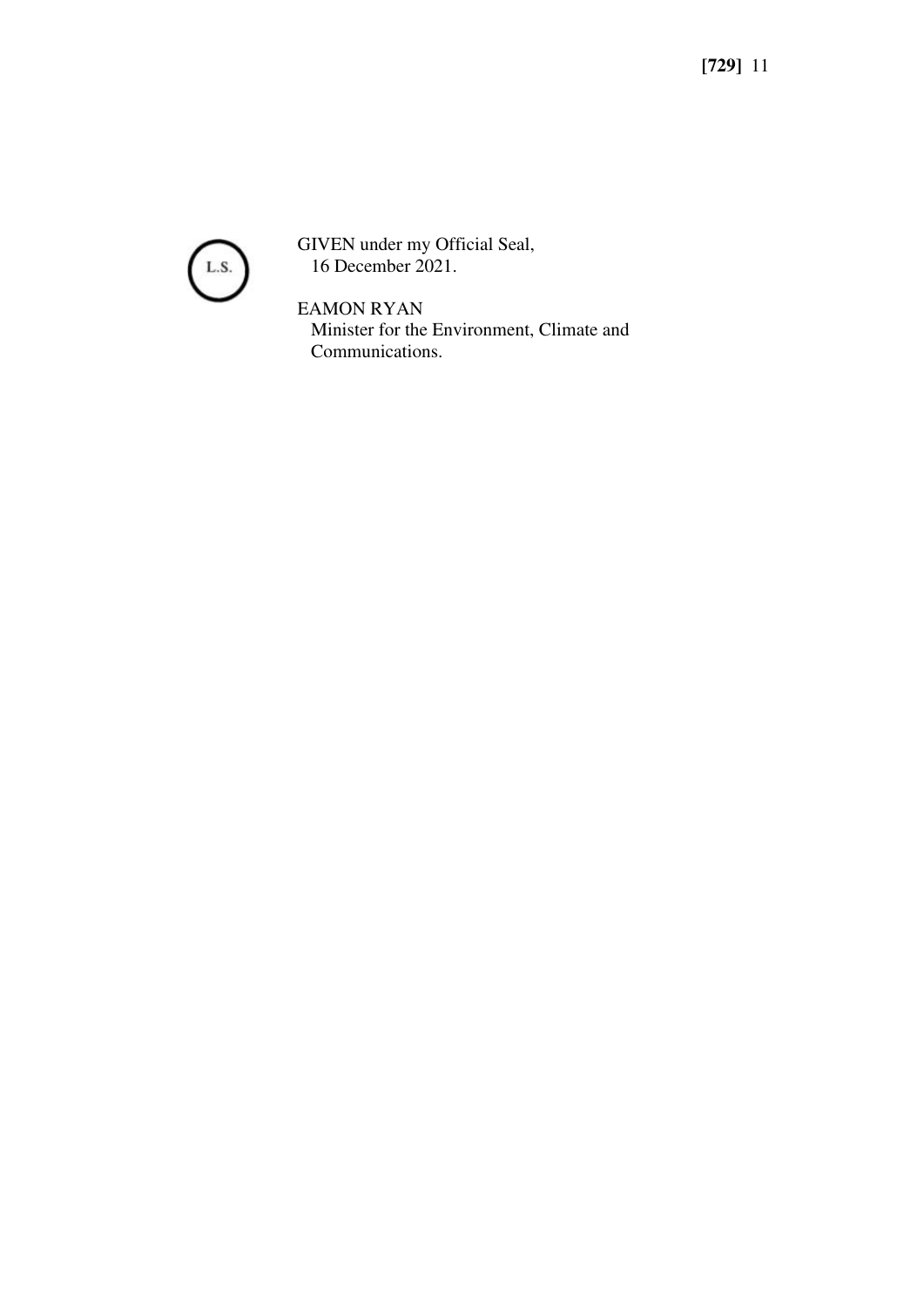L.S.

GIVEN under my Official Seal,
16 December 2021.

EAMON RYAN
Minister for the Environment, Climate and Communications.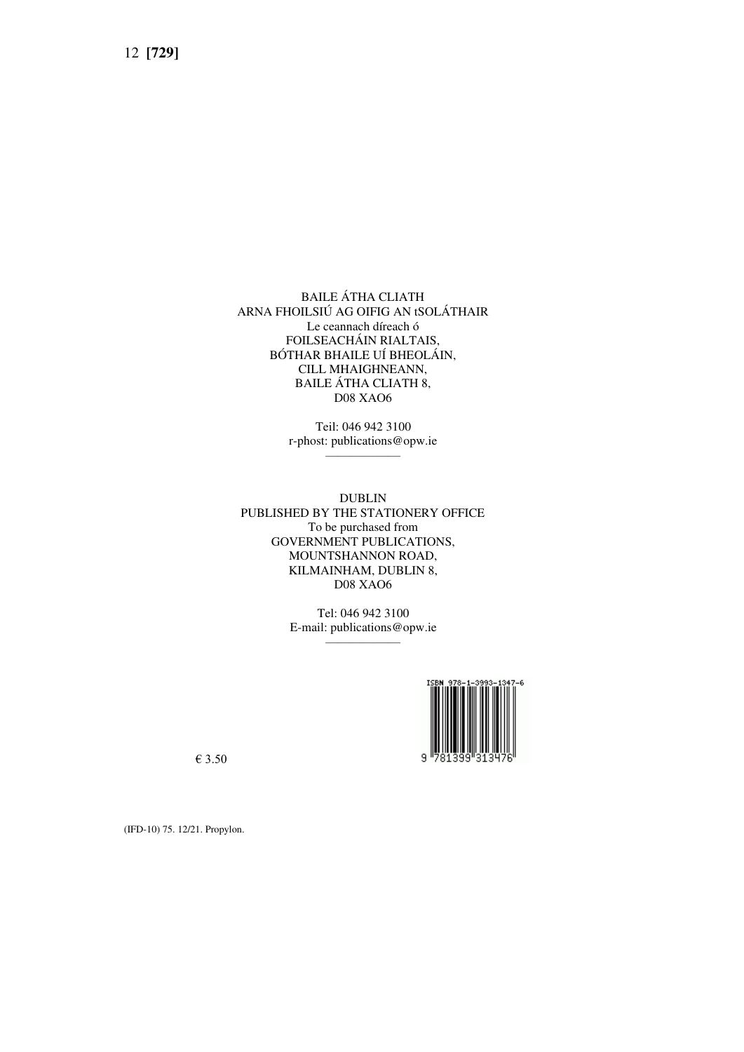BAILE ÁTHA CLIATH
ARNA FHOILSIÚ AG OIFIG AN tSOLÁTHAIR
Le ceannach díreach ó
FOILSEACHÁIN RIALTAIS,
BÓTHAR BHAILE UÍ BHEOLÁIN,
CILL MHAIGHNEANN,
BAILE ÁTHA CLIATH 8,
D08 XAO6

Teil: 046 942 3100
r-phost: publications@opw.ie

---

DUBLIN
PUBLISHED BY THE STATIONERY OFFICE
To be purchased from
GOVERNMENT PUBLICATIONS,
MOUNTSHANNON ROAD,
KILMAINHAM, DUBLIN 8,
D08 XAO6

Tel: 046 942 3100
E-mail: publications@opw.ie

---

ISBN 978-1-3993-1347-6

9 781399 313476

€ 3.50

(IFD-10) 75. 12/21. Propylon.